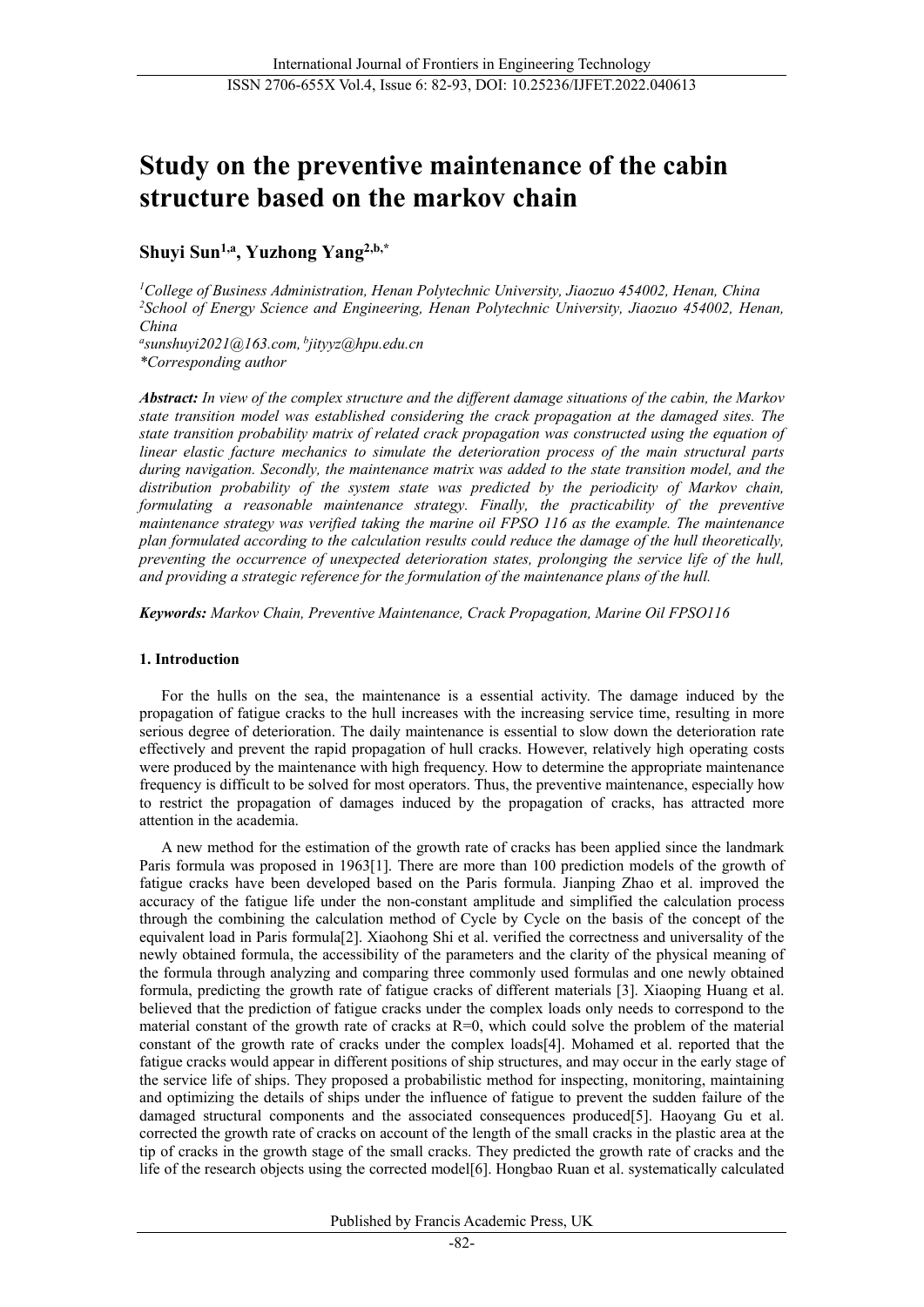# Study on the preventive maintenance of the cabin structure based on the markov chain

**Shuyi Sun[1,a], Yuzhong Yang[2,b,*]**

*[1]College of Business Administration, Henan Polytechnic University, Jiaozuo 454002, Henan, China*
*[2]School of Energy Science and Engineering, Henan Polytechnic University, Jiaozuo 454002, Henan, China*
*[a]sunshuyi2021@163.com, [b]jityyz@hpu.edu.cn*
*\*Corresponding author*

***Abstract:*** *In view of the complex structure and the different damage situations of the cabin, the Markov state transition model was established considering the crack propagation at the damaged sites. The state transition probability matrix of related crack propagation was constructed using the equation of linear elastic facture mechanics to simulate the deterioration process of the main structural parts during navigation. Secondly, the maintenance matrix was added to the state transition model, and the distribution probability of the system state was predicted by the periodicity of Markov chain, formulating a reasonable maintenance strategy. Finally, the practicability of the preventive maintenance strategy was verified taking the marine oil FPSO 116 as the example. The maintenance plan formulated according to the calculation results could reduce the damage of the hull theoretically, preventing the occurrence of unexpected deterioration states, prolonging the service life of the hull, and providing a strategic reference for the formulation of the maintenance plans of the hull.*

***Keywords:*** *Markov Chain, Preventive Maintenance, Crack Propagation, Marine Oil FPSO116*

## 1. Introduction

For the hulls on the sea, the maintenance is a essential activity. The damage induced by the propagation of fatigue cracks to the hull increases with the increasing service time, resulting in more serious degree of deterioration. The daily maintenance is essential to slow down the deterioration rate effectively and prevent the rapid propagation of hull cracks. However, relatively high operating costs were produced by the maintenance with high frequency. How to determine the appropriate maintenance frequency is difficult to be solved for most operators. Thus, the preventive maintenance, especially how to restrict the propagation of damages induced by the propagation of cracks, has attracted more attention in the academia.

A new method for the estimation of the growth rate of cracks has been applied since the landmark Paris formula was proposed in 1963[1]. There are more than 100 prediction models of the growth of fatigue cracks have been developed based on the Paris formula. Jianping Zhao et al. improved the accuracy of the fatigue life under the non-constant amplitude and simplified the calculation process through the combining the calculation method of Cycle by Cycle on the basis of the concept of the equivalent load in Paris formula[2]. Xiaohong Shi et al. verified the correctness and universality of the newly obtained formula, the accessibility of the parameters and the clarity of the physical meaning of the formula through analyzing and comparing three commonly used formulas and one newly obtained formula, predicting the growth rate of fatigue cracks of different materials [3]. Xiaoping Huang et al. believed that the prediction of fatigue cracks under the complex loads only needs to correspond to the material constant of the growth rate of cracks at R=0, which could solve the problem of the material constant of the growth rate of cracks under the complex loads[4]. Mohamed et al. reported that the fatigue cracks would appear in different positions of ship structures, and may occur in the early stage of the service life of ships. They proposed a probabilistic method for inspecting, monitoring, maintaining and optimizing the details of ships under the influence of fatigue to prevent the sudden failure of the damaged structural components and the associated consequences produced[5]. Haoyang Gu et al. corrected the growth rate of cracks on account of the length of the small cracks in the plastic area at the tip of cracks in the growth stage of the small cracks. They predicted the growth rate of cracks and the life of the research objects using the corrected model[6]. Hongbao Ruan et al. systematically calculated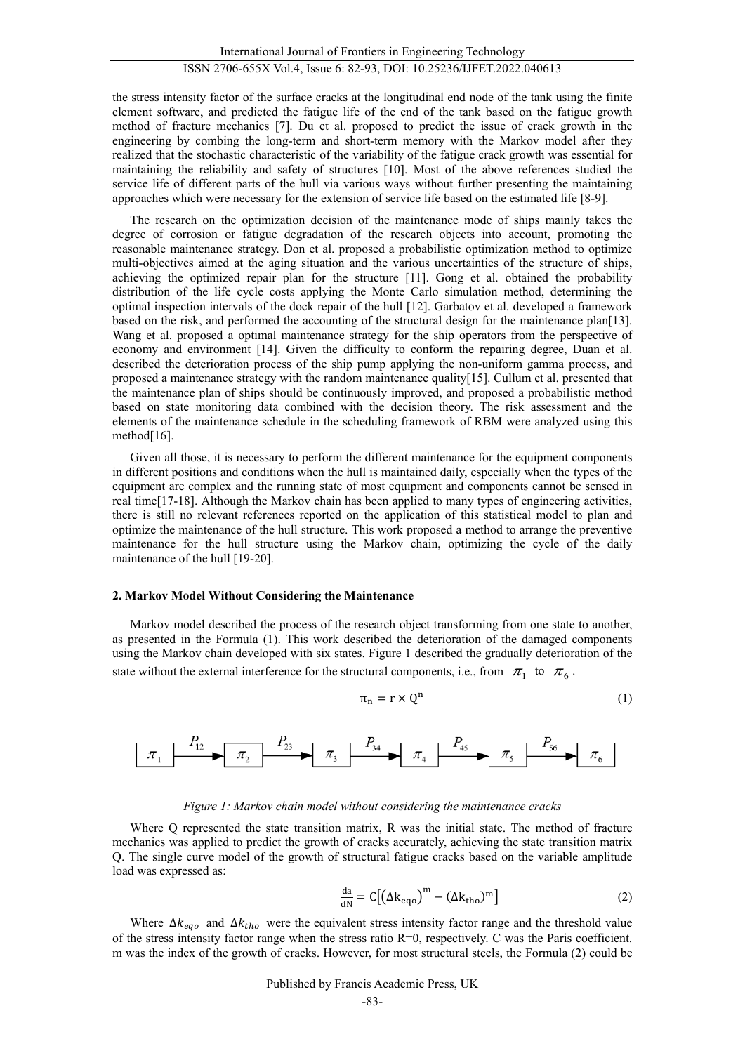the stress intensity factor of the surface cracks at the longitudinal end node of the tank using the finite element software, and predicted the fatigue life of the end of the tank based on the fatigue growth method of fracture mechanics [7]. Du et al. proposed to predict the issue of crack growth in the engineering by combing the long-term and short-term memory with the Markov model after they realized that the stochastic characteristic of the variability of the fatigue crack growth was essential for maintaining the reliability and safety of structures [10]. Most of the above references studied the service life of different parts of the hull via various ways without further presenting the maintaining approaches which were necessary for the extension of service life based on the estimated life [8-9].

The research on the optimization decision of the maintenance mode of ships mainly takes the degree of corrosion or fatigue degradation of the research objects into account, promoting the reasonable maintenance strategy. Don et al. proposed a probabilistic optimization method to optimize multi-objectives aimed at the aging situation and the various uncertainties of the structure of ships, achieving the optimized repair plan for the structure [11]. Gong et al. obtained the probability distribution of the life cycle costs applying the Monte Carlo simulation method, determining the optimal inspection intervals of the dock repair of the hull [12]. Garbatov et al. developed a framework based on the risk, and performed the accounting of the structural design for the maintenance plan[13]. Wang et al. proposed a optimal maintenance strategy for the ship operators from the perspective of economy and environment [14]. Given the difficulty to conform the repairing degree, Duan et al. described the deterioration process of the ship pump applying the non-uniform gamma process, and proposed a maintenance strategy with the random maintenance quality[15]. Cullum et al. presented that the maintenance plan of ships should be continuously improved, and proposed a probabilistic method based on state monitoring data combined with the decision theory. The risk assessment and the elements of the maintenance schedule in the scheduling framework of RBM were analyzed using this method[16].

Given all those, it is necessary to perform the different maintenance for the equipment components in different positions and conditions when the hull is maintained daily, especially when the types of the equipment are complex and the running state of most equipment and components cannot be sensed in real time[17-18]. Although the Markov chain has been applied to many types of engineering activities, there is still no relevant references reported on the application of this statistical model to plan and optimize the maintenance of the hull structure. This work proposed a method to arrange the preventive maintenance for the hull structure using the Markov chain, optimizing the cycle of the daily maintenance of the hull [19-20].

## 2. Markov Model Without Considering the Maintenance

Markov model described the process of the research object transforming from one state to another, as presented in the Formula (1). This work described the deterioration of the damaged components using the Markov chain developed with six states. Figure 1 described the gradually deterioration of the state without the external interference for the structural components, i.e., from $\pi_1$ to $\pi_6$.

$$\pi_n = r \times Q^n \tag{1}$$

$$\pi_1 \xrightarrow{P_{12}} \pi_2 \xrightarrow{P_{23}} \pi_3 \xrightarrow{P_{34}} \pi_4 \xrightarrow{P_{45}} \pi_5 \xrightarrow{P_{56}} \pi_6$$

*Figure 1: Markov chain model without considering the maintenance cracks*

Where Q represented the state transition matrix, R was the initial state. The method of fracture mechanics was applied to predict the growth of cracks accurately, achieving the state transition matrix Q. The single curve model of the growth of structural fatigue cracks based on the variable amplitude load was expressed as:

$$\frac{da}{dN} = C\left[\left(\Delta k_{eqo}\right)^m - \left(\Delta k_{tho}\right)^m\right] \tag{2}$$

Where $\Delta k_{eqo}$ and $\Delta k_{tho}$ were the equivalent stress intensity factor range and the threshold value of the stress intensity factor range when the stress ratio R=0, respectively. C was the Paris coefficient. m was the index of the growth of cracks. However, for most structural steels, the Formula (2) could be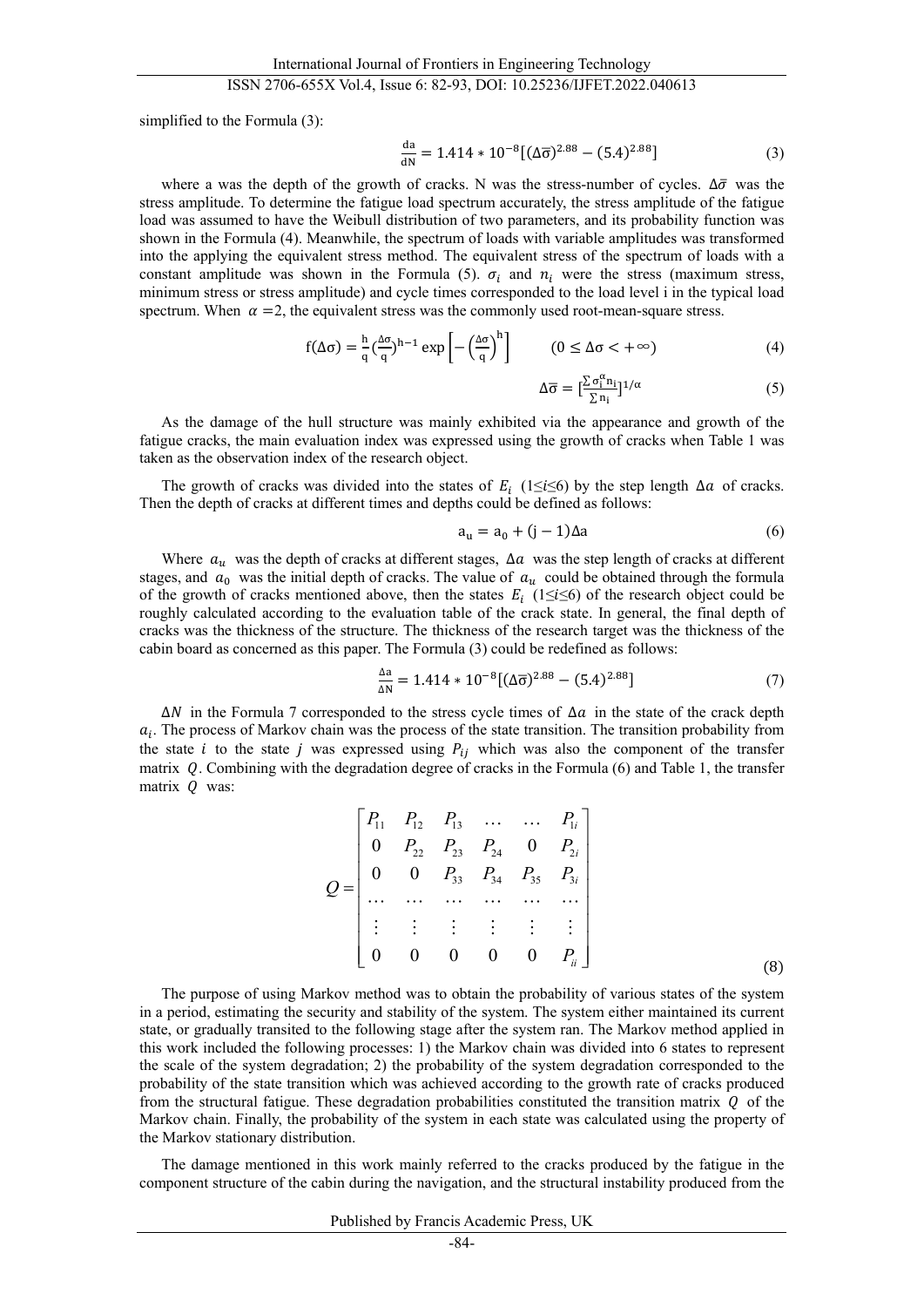simplified to the Formula (3):

$$\frac{da}{dN} = 1.414 * 10^{-8}[(\Delta\overline{\sigma})^{2.88} - (5.4)^{2.88}] \tag{3}$$

where a was the depth of the growth of cracks. N was the stress-number of cycles. $\Delta\bar{\sigma}$ was the stress amplitude. To determine the fatigue load spectrum accurately, the stress amplitude of the fatigue load was assumed to have the Weibull distribution of two parameters, and its probability function was shown in the Formula (4). Meanwhile, the spectrum of loads with variable amplitudes was transformed into the applying the equivalent stress method. The equivalent stress of the spectrum of loads with a constant amplitude was shown in the Formula (5). $\sigma_i$ and $n_i$ were the stress (maximum stress, minimum stress or stress amplitude) and cycle times corresponded to the load level i in the typical load spectrum. When $\alpha = 2$, the equivalent stress was the commonly used root-mean-square stress.

$$f(\Delta\sigma) = \frac{h}{q}\left(\frac{\Delta\sigma}{q}\right)^{h-1}\exp\left[-\left(\frac{\Delta\sigma}{q}\right)^{h}\right] \qquad (0 \le \Delta\sigma < +\infty) \tag{4}$$

$$\Delta\overline{\sigma} = \left[\frac{\sum \sigma_i^{\alpha} n_i}{\sum n_i}\right]^{1/\alpha} \tag{5}$$

As the damage of the hull structure was mainly exhibited via the appearance and growth of the fatigue cracks, the main evaluation index was expressed using the growth of cracks when Table 1 was taken as the observation index of the research object.

The growth of cracks was divided into the states of $E_i$ ($1 \le i \le 6$) by the step length $\Delta a$ of cracks. Then the depth of cracks at different times and depths could be defined as follows:

$$a_u = a_0 + (j-1)\Delta a \tag{6}$$

Where $a_u$ was the depth of cracks at different stages, $\Delta a$ was the step length of cracks at different stages, and $a_0$ was the initial depth of cracks. The value of $a_u$ could be obtained through the formula of the growth of cracks mentioned above, then the states $E_i$ ($1 \le i \le 6$) of the research object could be roughly calculated according to the evaluation table of the crack state. In general, the final depth of cracks was the thickness of the structure. The thickness of the research target was the thickness of the cabin board as concerned as this paper. The Formula (3) could be redefined as follows:

$$\frac{\Delta a}{\Delta N} = 1.414 * 10^{-8}[(\Delta\overline{\sigma})^{2.88} - (5.4)^{2.88}] \tag{7}$$

$\Delta N$ in the Formula 7 corresponded to the stress cycle times of $\Delta a$ in the state of the crack depth $a_i$. The process of Markov chain was the process of the state transition. The transition probability from the state $i$ to the state $j$ was expressed using $P_{ij}$ which was also the component of the transfer matrix $Q$. Combining with the degradation degree of cracks in the Formula (6) and Table 1, the transfer matrix $Q$ was:

$$Q = \begin{bmatrix} P_{11} & P_{12} & P_{13} & \dots & \dots & P_{1i} \\ 0 & P_{22} & P_{23} & P_{24} & 0 & P_{2i} \\ 0 & 0 & P_{33} & P_{34} & P_{35} & P_{3i} \\ \dots & \dots & \dots & \dots & \dots & \dots \\ \vdots & \vdots & \vdots & \vdots & \vdots & \vdots \\ 0 & 0 & 0 & 0 & 0 & P_{ii} \end{bmatrix} \tag{8}$$

The purpose of using Markov method was to obtain the probability of various states of the system in a period, estimating the security and stability of the system. The system either maintained its current state, or gradually transited to the following stage after the system ran. The Markov method applied in this work included the following processes: 1) the Markov chain was divided into 6 states to represent the scale of the system degradation; 2) the probability of the system degradation corresponded to the probability of the state transition which was achieved according to the growth rate of cracks produced from the structural fatigue. These degradation probabilities constituted the transition matrix $Q$ of the Markov chain. Finally, the probability of the system in each state was calculated using the property of the Markov stationary distribution.

The damage mentioned in this work mainly referred to the cracks produced by the fatigue in the component structure of the cabin during the navigation, and the structural instability produced from the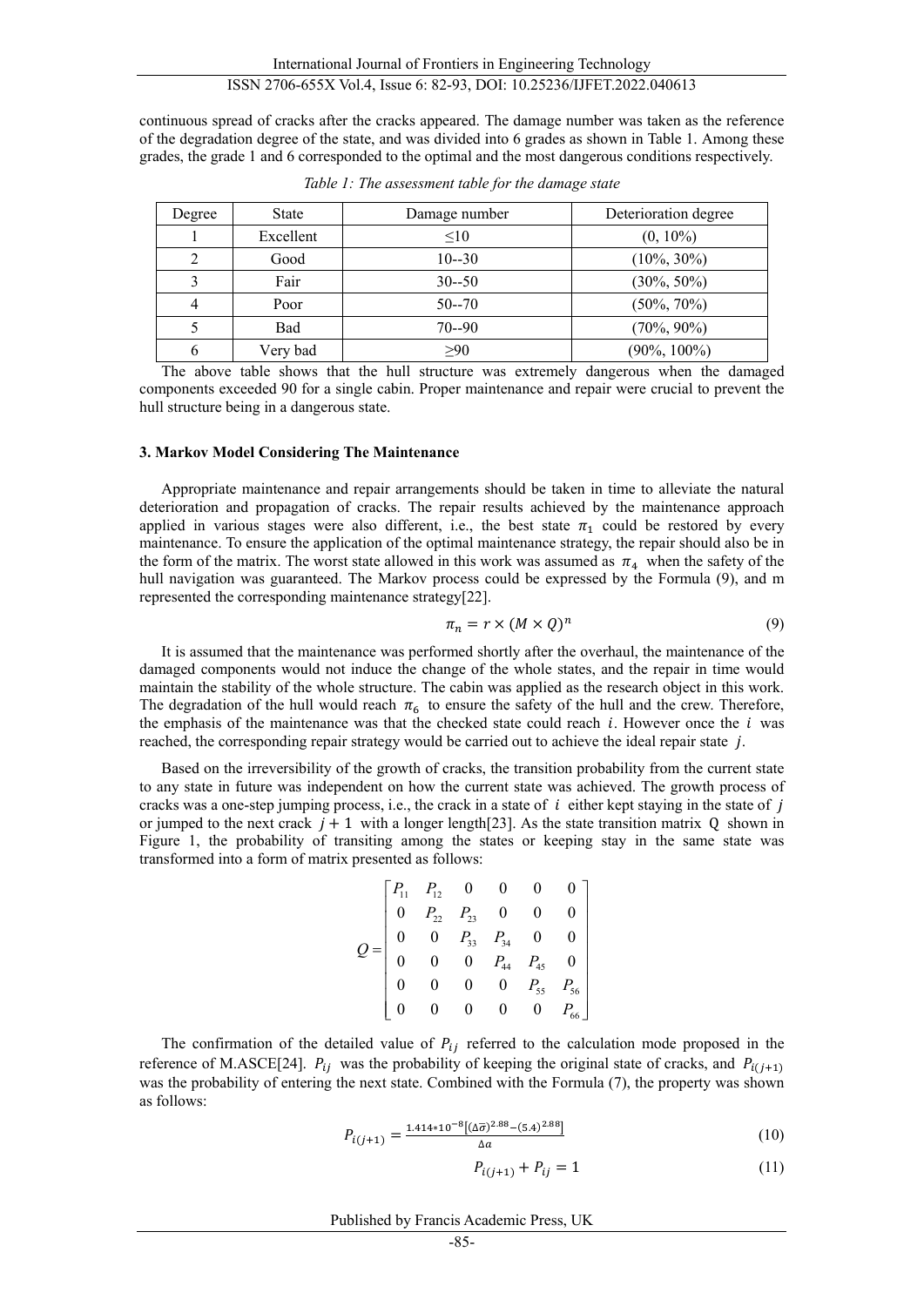continuous spread of cracks after the cracks appeared. The damage number was taken as the reference of the degradation degree of the state, and was divided into 6 grades as shown in Table 1. Among these grades, the grade 1 and 6 corresponded to the optimal and the most dangerous conditions respectively.

*Table 1: The assessment table for the damage state*

| Degree | State | Damage number | Deterioration degree |
|---|---|---|---|
| 1 | Excellent | ≤10 | (0, 10%) |
| 2 | Good | 10--30 | (10%, 30%) |
| 3 | Fair | 30--50 | (30%, 50%) |
| 4 | Poor | 50--70 | (50%, 70%) |
| 5 | Bad | 70--90 | (70%, 90%) |
| 6 | Very bad | ≥90 | (90%, 100%) |

The above table shows that the hull structure was extremely dangerous when the damaged components exceeded 90 for a single cabin. Proper maintenance and repair were crucial to prevent the hull structure being in a dangerous state.

## 3. Markov Model Considering The Maintenance

Appropriate maintenance and repair arrangements should be taken in time to alleviate the natural deterioration and propagation of cracks. The repair results achieved by the maintenance approach applied in various stages were also different, i.e., the best state $\pi_1$ could be restored by every maintenance. To ensure the application of the optimal maintenance strategy, the repair should also be in the form of the matrix. The worst state allowed in this work was assumed as $\pi_4$ when the safety of the hull navigation was guaranteed. The Markov process could be expressed by the Formula (9), and m represented the corresponding maintenance strategy[22].

$$\pi_n = r \times (M \times Q)^n \tag{9}$$

It is assumed that the maintenance was performed shortly after the overhaul, the maintenance of the damaged components would not induce the change of the whole states, and the repair in time would maintain the stability of the whole structure. The cabin was applied as the research object in this work. The degradation of the hull would reach $\pi_6$ to ensure the safety of the hull and the crew. Therefore, the emphasis of the maintenance was that the checked state could reach $i$. However once the $i$ was reached, the corresponding repair strategy would be carried out to achieve the ideal repair state $j$.

Based on the irreversibility of the growth of cracks, the transition probability from the current state to any state in future was independent on how the current state was achieved. The growth process of cracks was a one-step jumping process, i.e., the crack in a state of $i$ either kept staying in the state of $j$ or jumped to the next crack $j+1$ with a longer length[23]. As the state transition matrix Q shown in Figure 1, the probability of transiting among the states or keeping stay in the same state was transformed into a form of matrix presented as follows:

$$Q = \begin{bmatrix} P_{11} & P_{12} & 0 & 0 & 0 & 0 \\ 0 & P_{22} & P_{23} & 0 & 0 & 0 \\ 0 & 0 & P_{33} & P_{34} & 0 & 0 \\ 0 & 0 & 0 & P_{44} & P_{45} & 0 \\ 0 & 0 & 0 & 0 & P_{55} & P_{56} \\ 0 & 0 & 0 & 0 & 0 & P_{66} \end{bmatrix}$$

The confirmation of the detailed value of $P_{ij}$ referred to the calculation mode proposed in the reference of M.ASCE[24]. $P_{ij}$ was the probability of keeping the original state of cracks, and $P_{i(j+1)}$ was the probability of entering the next state. Combined with the Formula (7), the property was shown as follows:

$$P_{i(j+1)} = \frac{1.414 * 10^{-8}\left[(\Delta\bar{\sigma})^{2.88} - (5.4)^{2.88}\right]}{\Delta a} \tag{10}$$

$$P_{i(j+1)} + P_{ij} = 1 \tag{11}$$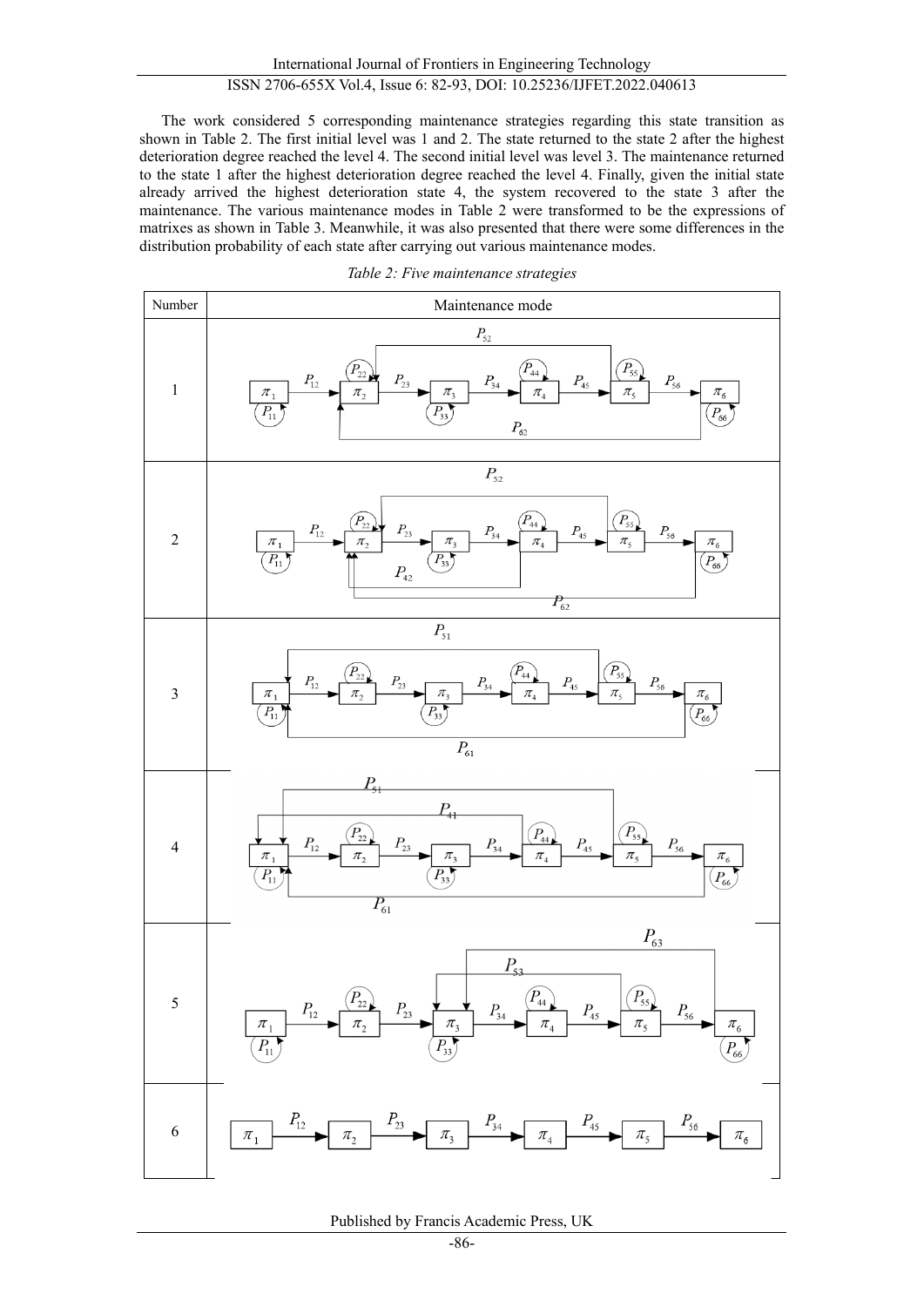The work considered 5 corresponding maintenance strategies regarding this state transition as shown in Table 2. The first initial level was 1 and 2. The state returned to the state 2 after the highest deterioration degree reached the level 4. The second initial level was level 3. The maintenance returned to the state 1 after the highest deterioration degree reached the level 4. Finally, given the initial state already arrived the highest deterioration state 4, the system recovered to the state 3 after the maintenance. The various maintenance modes in Table 2 were transformed to be the expressions of matrixes as shown in Table 3. Meanwhile, it was also presented that there were some differences in the distribution probability of each state after carrying out various maintenance modes.

*Table 2: Five maintenance strategies*

| Number | Maintenance mode |
|---|---|
| 1 | |
| 2 | |
| 3 | |
| 4 | |
| 5 | |
| 6 | |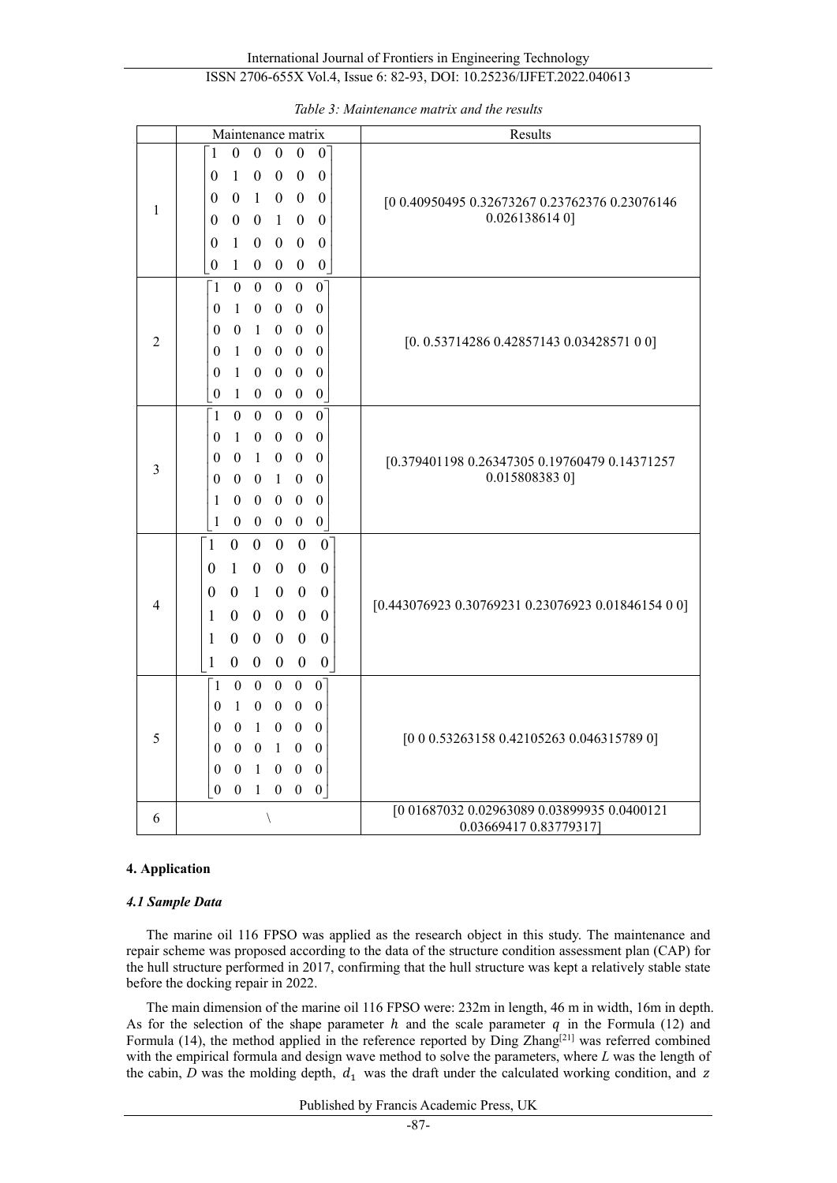*Table 3: Maintenance matrix and the results*

| | Maintenance matrix | Results |
|---|---|---|
| 1 | $\begin{bmatrix} 1 & 0 & 0 & 0 & 0 & 0 \\ 0 & 1 & 0 & 0 & 0 & 0 \\ 0 & 0 & 1 & 0 & 0 & 0 \\ 0 & 0 & 0 & 1 & 0 & 0 \\ 0 & 1 & 0 & 0 & 0 & 0 \\ 0 & 1 & 0 & 0 & 0 & 0 \end{bmatrix}$ | [0 0.40950495 0.32673267 0.23762376 0.23076146 0.026138614 0] |
| 2 | $\begin{bmatrix} 1 & 0 & 0 & 0 & 0 & 0 \\ 0 & 1 & 0 & 0 & 0 & 0 \\ 0 & 0 & 1 & 0 & 0 & 0 \\ 0 & 1 & 0 & 0 & 0 & 0 \\ 0 & 1 & 0 & 0 & 0 & 0 \\ 0 & 1 & 0 & 0 & 0 & 0 \end{bmatrix}$ | [0. 0.53714286 0.42857143 0.03428571 0 0] |
| 3 | $\begin{bmatrix} 1 & 0 & 0 & 0 & 0 & 0 \\ 0 & 1 & 0 & 0 & 0 & 0 \\ 0 & 0 & 1 & 0 & 0 & 0 \\ 0 & 0 & 0 & 1 & 0 & 0 \\ 1 & 0 & 0 & 0 & 0 & 0 \\ 1 & 0 & 0 & 0 & 0 & 0 \end{bmatrix}$ | [0.379401198 0.26347305 0.19760479 0.14371257 0.015808383 0] |
| 4 | $\begin{bmatrix} 1 & 0 & 0 & 0 & 0 & 0 \\ 0 & 1 & 0 & 0 & 0 & 0 \\ 0 & 0 & 1 & 0 & 0 & 0 \\ 1 & 0 & 0 & 0 & 0 & 0 \\ 1 & 0 & 0 & 0 & 0 & 0 \\ 1 & 0 & 0 & 0 & 0 & 0 \end{bmatrix}$ | [0.443076923 0.30769231 0.23076923 0.01846154 0 0] |
| 5 | $\begin{bmatrix} 1 & 0 & 0 & 0 & 0 & 0 \\ 0 & 1 & 0 & 0 & 0 & 0 \\ 0 & 0 & 1 & 0 & 0 & 0 \\ 0 & 0 & 0 & 1 & 0 & 0 \\ 0 & 0 & 1 & 0 & 0 & 0 \\ 0 & 0 & 1 & 0 & 0 & 0 \end{bmatrix}$ | [0 0 0.53263158 0.42105263 0.046315789 0] |
| 6 | \ | [0 01687032 0.02963089 0.03899935 0.0400121 0.03669417 0.83779317] |

## 4. Application

### *4.1 Sample Data*

The marine oil 116 FPSO was applied as the research object in this study. The maintenance and repair scheme was proposed according to the data of the structure condition assessment plan (CAP) for the hull structure performed in 2017, confirming that the hull structure was kept a relatively stable state before the docking repair in 2022.

The main dimension of the marine oil 116 FPSO were: 232m in length, 46 m in width, 16m in depth. As for the selection of the shape parameter $h$ and the scale parameter $q$ in the Formula (12) and Formula (14), the method applied in the reference reported by Ding Zhang[21] was referred combined with the empirical formula and design wave method to solve the parameters, where *L* was the length of the cabin, *D* was the molding depth, $d_1$ was the draft under the calculated working condition, and $z$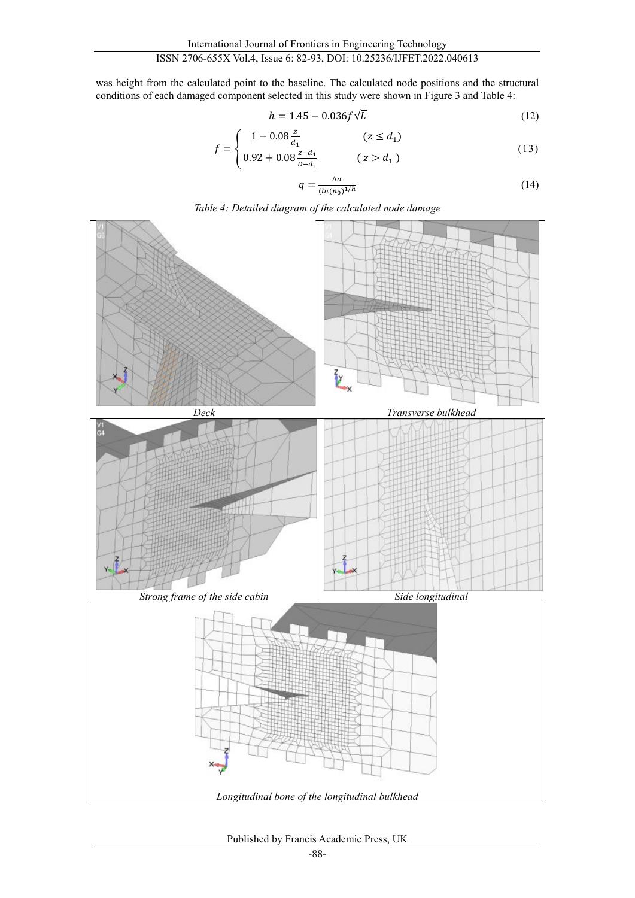was height from the calculated point to the baseline. The calculated node positions and the structural conditions of each damaged component selected in this study were shown in Figure 3 and Table 4:

$$h = 1.45 - 0.036f\sqrt{L} \tag{12}$$

$$f = \begin{cases} 1 - 0.08\frac{z}{d_1} & (z \le d_1) \\ 0.92 + 0.08\frac{z-d_1}{D-d_1} & (z > d_1) \end{cases} \tag{13}$$

$$q = \frac{\Delta\sigma}{(ln(n_0))^{1/h}} \tag{14}$$

*Table 4: Detailed diagram of the calculated node damage*

| *Deck* | *Transverse bulkhead* |
| --- | --- |
| *Strong frame of the side cabin* | *Side longitudinal* |
| *Longitudinal bone of the longitudinal bulkhead* | |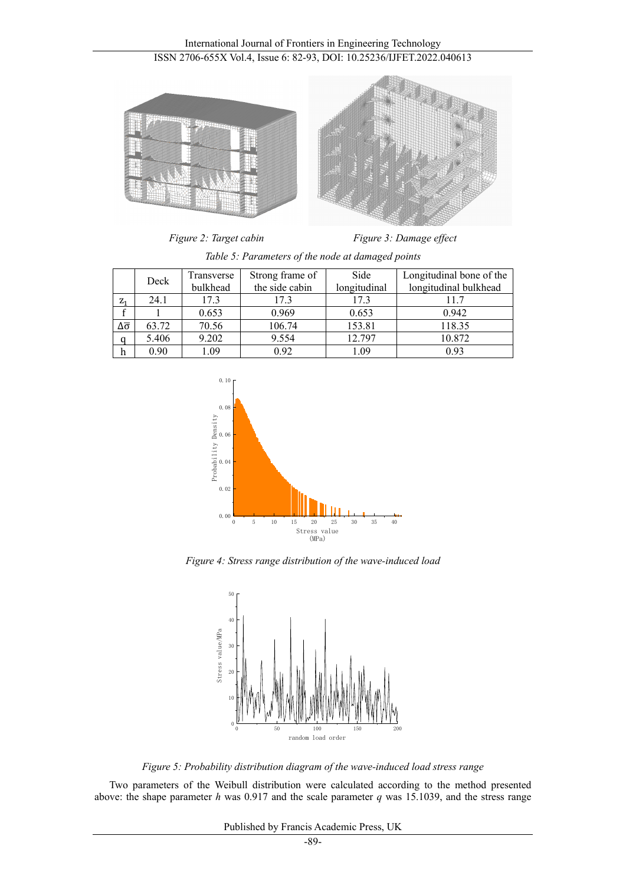Figure 2: Target cabin

Figure 3: Damage effect

Table 5: Parameters of the node at damaged points

| | Deck | Transverse bulkhead | Strong frame of the side cabin | Side longitudinal | Longitudinal bone of the longitudinal bulkhead |
|---|---|---|---|---|---|
| $z_1$ | 24.1 | 17.3 | 17.3 | 17.3 | 11.7 |
| f | 1 | 0.653 | 0.969 | 0.653 | 0.942 |
| $\Delta\bar{\sigma}$ | 63.72 | 70.56 | 106.74 | 153.81 | 118.35 |
| q | 5.406 | 9.202 | 9.554 | 12.797 | 10.872 |
| h | 0.90 | 1.09 | 0.92 | 1.09 | 0.93 |

Figure 4: Stress range distribution of the wave-induced load

Figure 5: Probability distribution diagram of the wave-induced load stress range

Two parameters of the Weibull distribution were calculated according to the method presented above: the shape parameter $h$ was 0.917 and the scale parameter $q$ was 15.1039, and the stress range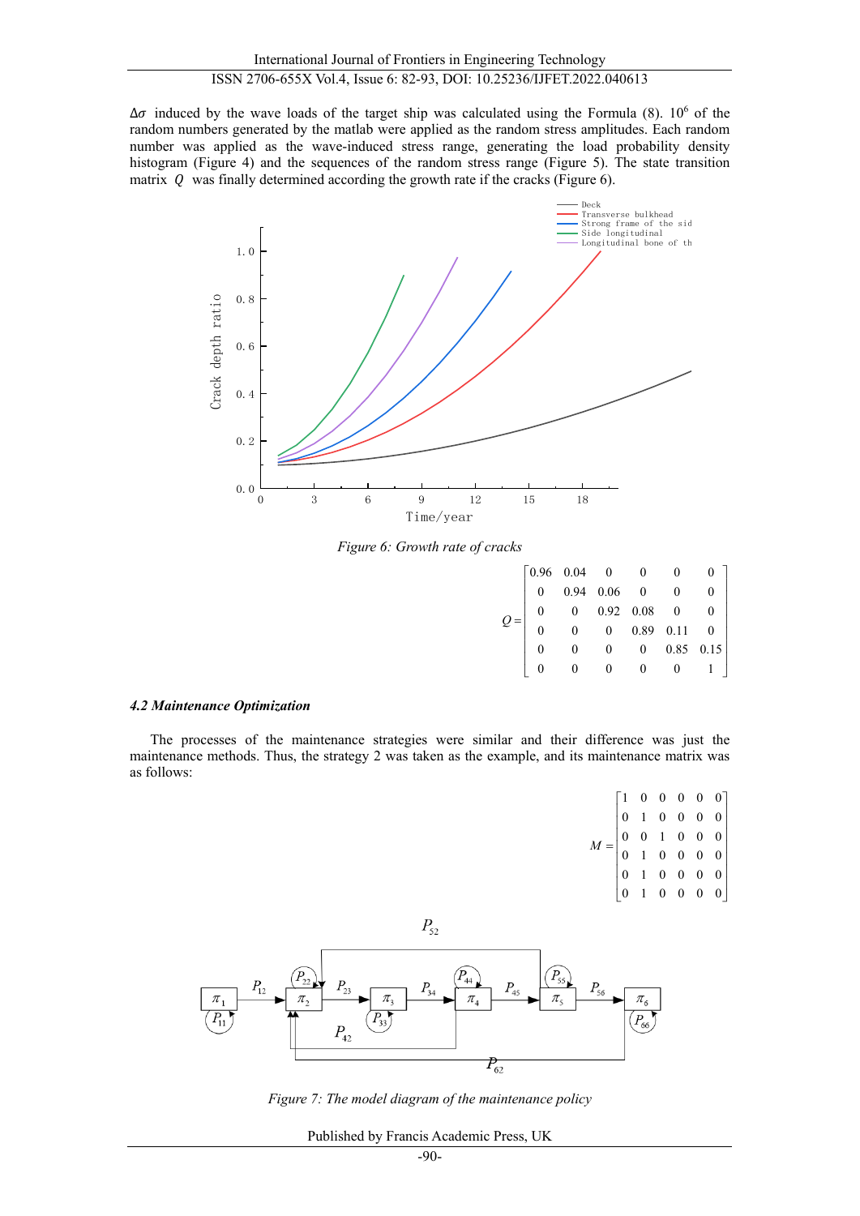$\Delta\sigma$ induced by the wave loads of the target ship was calculated using the Formula (8). $10^6$ of the random numbers generated by the matlab were applied as the random stress amplitudes. Each random number was applied as the wave-induced stress range, generating the load probability density histogram (Figure 4) and the sequences of the random stress range (Figure 5). The state transition matrix $Q$ was finally determined according the growth rate if the cracks (Figure 6).

Figure 6: Growth rate of cracks

$$Q=\begin{bmatrix} 0.96 & 0.04 & 0 & 0 & 0 & 0 \\ 0 & 0.94 & 0.06 & 0 & 0 & 0 \\ 0 & 0 & 0.92 & 0.08 & 0 & 0 \\ 0 & 0 & 0 & 0.89 & 0.11 & 0 \\ 0 & 0 & 0 & 0 & 0.85 & 0.15 \\ 0 & 0 & 0 & 0 & 0 & 1 \end{bmatrix}$$

### *4.2 Maintenance Optimization*

The processes of the maintenance strategies were similar and their difference was just the maintenance methods. Thus, the strategy 2 was taken as the example, and its maintenance matrix was as follows:

$$M=\begin{bmatrix} 1 & 0 & 0 & 0 & 0 & 0 \\ 0 & 1 & 0 & 0 & 0 & 0 \\ 0 & 0 & 1 & 0 & 0 & 0 \\ 0 & 1 & 0 & 0 & 0 & 0 \\ 0 & 1 & 0 & 0 & 0 & 0 \\ 0 & 1 & 0 & 0 & 0 & 0 \end{bmatrix}$$

Figure 7: The model diagram of the maintenance policy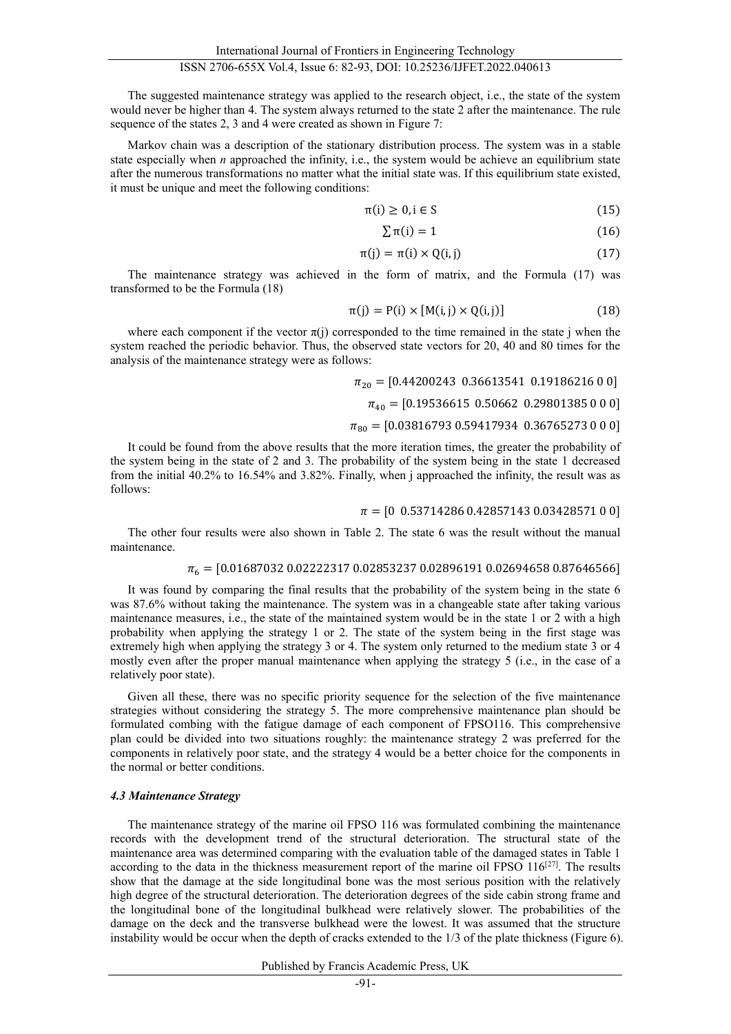The suggested maintenance strategy was applied to the research object, i.e., the state of the system would never be higher than 4. The system always returned to the state 2 after the maintenance. The rule sequence of the states 2, 3 and 4 were created as shown in Figure 7:

Markov chain was a description of the stationary distribution process. The system was in a stable state especially when *n* approached the infinity, i.e., the system would be achieve an equilibrium state after the numerous transformations no matter what the initial state was. If this equilibrium state existed, it must be unique and meet the following conditions:

$$\pi(i) \geq 0, i \in S \tag{15}$$

$$\sum \pi(i) = 1 \tag{16}$$

$$\pi(j) = \pi(i) \times Q(i, j) \tag{17}$$

The maintenance strategy was achieved in the form of matrix, and the Formula (17) was transformed to be the Formula (18)

$$\pi(j) = P(i) \times [M(i, j) \times Q(i, j)] \tag{18}$$

where each component if the vector $\pi(j)$ corresponded to the time remained in the state j when the system reached the periodic behavior. Thus, the observed state vectors for 20, 40 and 80 times for the analysis of the maintenance strategy were as follows:

$$\pi_{20} = [0.44200243 \;\; 0.36613541 \;\; 0.19186216 \; 0 \; 0]$$

$$\pi_{40} = [0.19536615 \;\; 0.50662 \;\; 0.29801385 \; 0 \; 0 \; 0]$$

$$\pi_{80} = [0.03816793 \; 0.59417934 \;\; 0.36765273 \; 0 \; 0 \; 0]$$

It could be found from the above results that the more iteration times, the greater the probability of the system being in the state of 2 and 3. The probability of the system being in the state 1 decreased from the initial 40.2% to 16.54% and 3.82%. Finally, when j approached the infinity, the result was as follows:

$$\pi = [0 \;\; 0.53714286 \; 0.42857143 \; 0.03428571 \; 0 \; 0]$$

The other four results were also shown in Table 2. The state 6 was the result without the manual maintenance.

$$\pi_6 = [0.01687032 \; 0.02222317 \; 0.02853237 \; 0.02896191 \; 0.02694658 \; 0.87646566]$$

It was found by comparing the final results that the probability of the system being in the state 6 was 87.6% without taking the maintenance. The system was in a changeable state after taking various maintenance measures, i.e., the state of the maintained system would be in the state 1 or 2 with a high probability when applying the strategy 1 or 2. The state of the system being in the first stage was extremely high when applying the strategy 3 or 4. The system only returned to the medium state 3 or 4 mostly even after the proper manual maintenance when applying the strategy 5 (i.e., in the case of a relatively poor state).

Given all these, there was no specific priority sequence for the selection of the five maintenance strategies without considering the strategy 5. The more comprehensive maintenance plan should be formulated combing with the fatigue damage of each component of FPSO116. This comprehensive plan could be divided into two situations roughly: the maintenance strategy 2 was preferred for the components in relatively poor state, and the strategy 4 would be a better choice for the components in the normal or better conditions.

### *4.3 Maintenance Strategy*

The maintenance strategy of the marine oil FPSO 116 was formulated combining the maintenance records with the development trend of the structural deterioration. The structural state of the maintenance area was determined comparing with the evaluation table of the damaged states in Table 1 according to the data in the thickness measurement report of the marine oil FPSO 116[27]. The results show that the damage at the side longitudinal bone was the most serious position with the relatively high degree of the structural deterioration. The deterioration degrees of the side cabin strong frame and the longitudinal bone of the longitudinal bulkhead were relatively slower. The probabilities of the damage on the deck and the transverse bulkhead were the lowest. It was assumed that the structure instability would be occur when the depth of cracks extended to the 1/3 of the plate thickness (Figure 6).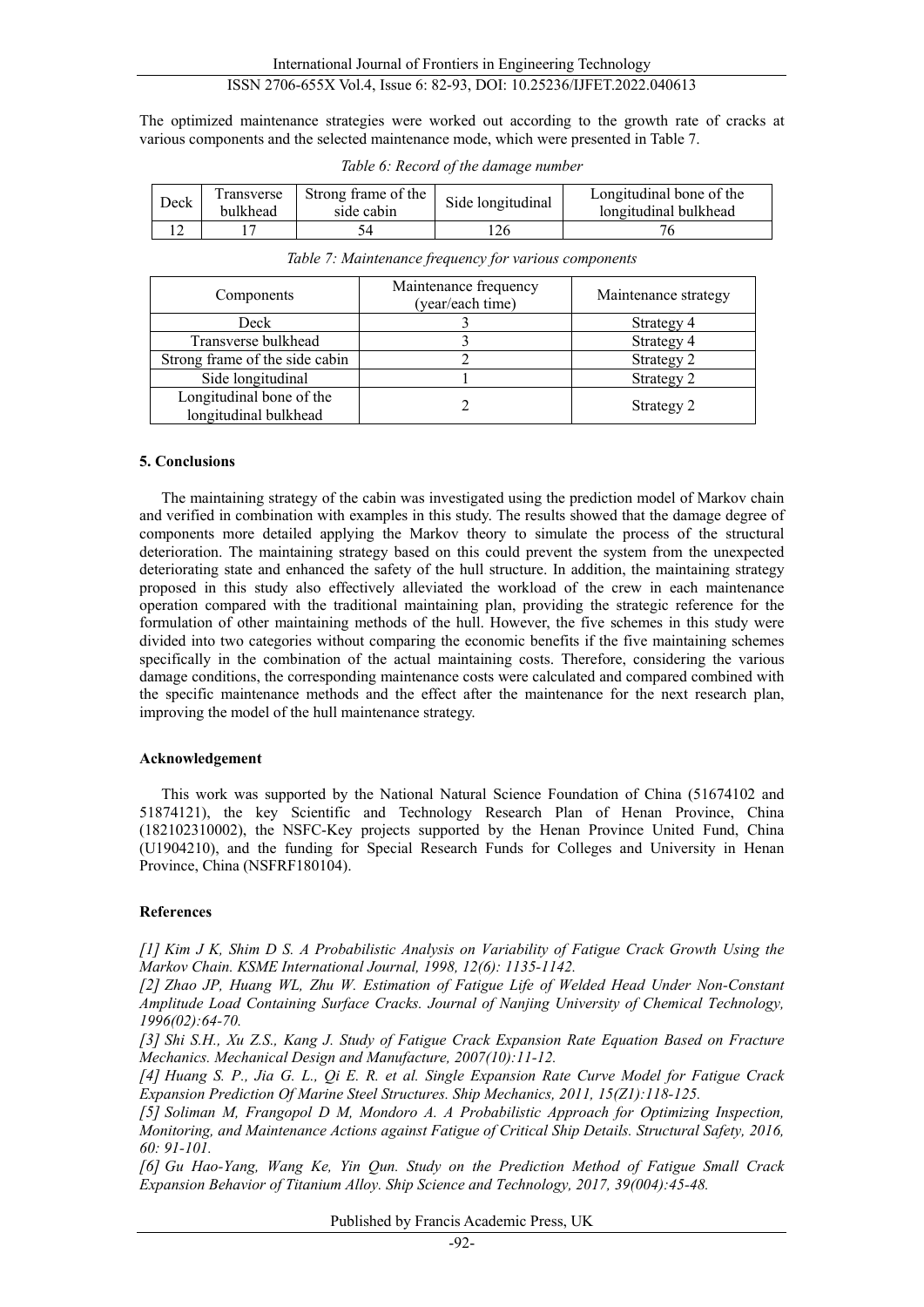The optimized maintenance strategies were worked out according to the growth rate of cracks at various components and the selected maintenance mode, which were presented in Table 7.

*Table 6: Record of the damage number*

| Deck | Transverse bulkhead | Strong frame of the side cabin | Side longitudinal | Longitudinal bone of the longitudinal bulkhead |
|---|---|---|---|---|
| 12 | 17 | 54 | 126 | 76 |

*Table 7: Maintenance frequency for various components*

| Components | Maintenance frequency (year/each time) | Maintenance strategy |
|---|---|---|
| Deck | 3 | Strategy 4 |
| Transverse bulkhead | 3 | Strategy 4 |
| Strong frame of the side cabin | 2 | Strategy 2 |
| Side longitudinal | 1 | Strategy 2 |
| Longitudinal bone of the longitudinal bulkhead | 2 | Strategy 2 |

## 5. Conclusions

The maintaining strategy of the cabin was investigated using the prediction model of Markov chain and verified in combination with examples in this study. The results showed that the damage degree of components more detailed applying the Markov theory to simulate the process of the structural deterioration. The maintaining strategy based on this could prevent the system from the unexpected deteriorating state and enhanced the safety of the hull structure. In addition, the maintaining strategy proposed in this study also effectively alleviated the workload of the crew in each maintenance operation compared with the traditional maintaining plan, providing the strategic reference for the formulation of other maintaining methods of the hull. However, the five schemes in this study were divided into two categories without comparing the economic benefits if the five maintaining schemes specifically in the combination of the actual maintaining costs. Therefore, considering the various damage conditions, the corresponding maintenance costs were calculated and compared combined with the specific maintenance methods and the effect after the maintenance for the next research plan, improving the model of the hull maintenance strategy.

## Acknowledgement

This work was supported by the National Natural Science Foundation of China (51674102 and 51874121), the key Scientific and Technology Research Plan of Henan Province, China (182102310002), the NSFC-Key projects supported by the Henan Province United Fund, China (U1904210), and the funding for Special Research Funds for Colleges and University in Henan Province, China (NSFRF180104).

## References

*[1] Kim J K, Shim D S. A Probabilistic Analysis on Variability of Fatigue Crack Growth Using the Markov Chain. KSME International Journal, 1998, 12(6): 1135-1142.*

*[2] Zhao JP, Huang WL, Zhu W. Estimation of Fatigue Life of Welded Head Under Non-Constant Amplitude Load Containing Surface Cracks. Journal of Nanjing University of Chemical Technology, 1996(02):64-70.*

*[3] Shi S.H., Xu Z.S., Kang J. Study of Fatigue Crack Expansion Rate Equation Based on Fracture Mechanics. Mechanical Design and Manufacture, 2007(10):11-12.*

*[4] Huang S. P., Jia G. L., Qi E. R. et al. Single Expansion Rate Curve Model for Fatigue Crack Expansion Prediction Of Marine Steel Structures. Ship Mechanics, 2011, 15(Z1):118-125.*

*[5] Soliman M, Frangopol D M, Mondoro A. A Probabilistic Approach for Optimizing Inspection, Monitoring, and Maintenance Actions against Fatigue of Critical Ship Details. Structural Safety, 2016, 60: 91-101.*

*[6] Gu Hao-Yang, Wang Ke, Yin Qun. Study on the Prediction Method of Fatigue Small Crack Expansion Behavior of Titanium Alloy. Ship Science and Technology, 2017, 39(004):45-48.*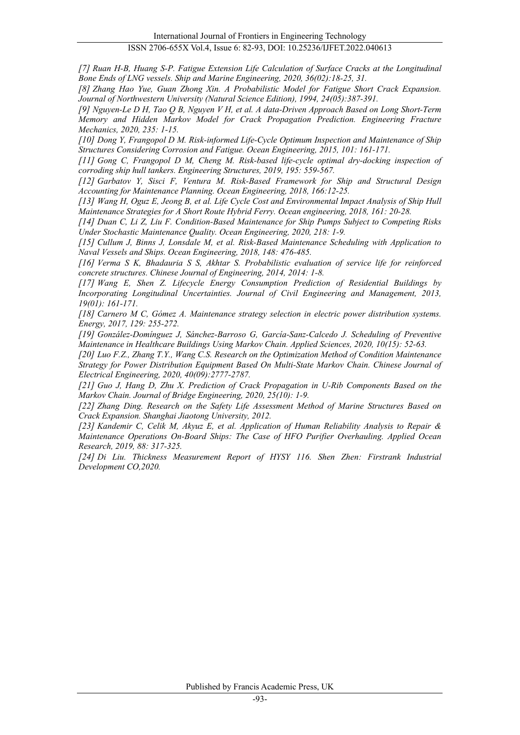*[7] Ruan H-B, Huang S-P. Fatigue Extension Life Calculation of Surface Cracks at the Longitudinal Bone Ends of LNG vessels. Ship and Marine Engineering, 2020, 36(02):18-25, 31.*

*[8] Zhang Hao Yue, Guan Zhong Xin. A Probabilistic Model for Fatigue Short Crack Expansion. Journal of Northwestern University (Natural Science Edition), 1994, 24(05):387-391.*

*[9] Nguyen-Le D H, Tao Q B, Nguyen V H, et al. A data-Driven Approach Based on Long Short-Term Memory and Hidden Markov Model for Crack Propagation Prediction. Engineering Fracture Mechanics, 2020, 235: 1-15.*

*[10] Dong Y, Frangopol D M. Risk-informed Life-Cycle Optimum Inspection and Maintenance of Ship Structures Considering Corrosion and Fatigue. Ocean Engineering, 2015, 101: 161-171.*

*[11] Gong C, Frangopol D M, Cheng M. Risk-based life-cycle optimal dry-docking inspection of corroding ship hull tankers. Engineering Structures, 2019, 195: 559-567.*

*[12] Garbatov Y, Sisci F, Ventura M. Risk-Based Framework for Ship and Structural Design Accounting for Maintenance Planning. Ocean Engineering, 2018, 166:12-25.*

*[13] Wang H, Oguz E, Jeong B, et al. Life Cycle Cost and Environmental Impact Analysis of Ship Hull Maintenance Strategies for A Short Route Hybrid Ferry. Ocean engineering, 2018, 161: 20-28.*

*[14] Duan C, Li Z, Liu F. Condition-Based Maintenance for Ship Pumps Subject to Competing Risks Under Stochastic Maintenance Quality. Ocean Engineering, 2020, 218: 1-9.*

*[15] Cullum J, Binns J, Lonsdale M, et al. Risk-Based Maintenance Scheduling with Application to Naval Vessels and Ships. Ocean Engineering, 2018, 148: 476-485.*

*[16] Verma S K, Bhadauria S S, Akhtar S. Probabilistic evaluation of service life for reinforced concrete structures. Chinese Journal of Engineering, 2014, 2014: 1-8.*

*[17] Wang E, Shen Z. Lifecycle Energy Consumption Prediction of Residential Buildings by Incorporating Longitudinal Uncertainties. Journal of Civil Engineering and Management, 2013, 19(01): 161-171.*

*[18] Carnero M C, Gómez A. Maintenance strategy selection in electric power distribution systems. Energy, 2017, 129: 255-272.*

*[19] González-Domínguez J, Sánchez-Barroso G, García-Sanz-Calcedo J. Scheduling of Preventive Maintenance in Healthcare Buildings Using Markov Chain. Applied Sciences, 2020, 10(15): 52-63.*

*[20] Luo F.Z., Zhang T.Y., Wang C.S. Research on the Optimization Method of Condition Maintenance Strategy for Power Distribution Equipment Based On Multi-State Markov Chain. Chinese Journal of Electrical Engineering, 2020, 40(09):2777-2787.*

*[21] Guo J, Hang D, Zhu X. Prediction of Crack Propagation in U-Rib Components Based on the Markov Chain. Journal of Bridge Engineering, 2020, 25(10): 1-9.*

*[22] Zhang Ding. Research on the Safety Life Assessment Method of Marine Structures Based on Crack Expansion. Shanghai Jiaotong University, 2012.*

*[23] Kandemir C, Celik M, Akyuz E, et al. Application of Human Reliability Analysis to Repair & Maintenance Operations On-Board Ships: The Case of HFO Purifier Overhauling. Applied Ocean Research, 2019, 88: 317-325.*

*[24] Di Liu. Thickness Measurement Report of HYSY 116. Shen Zhen: Firstrank Industrial Development CO,2020.*